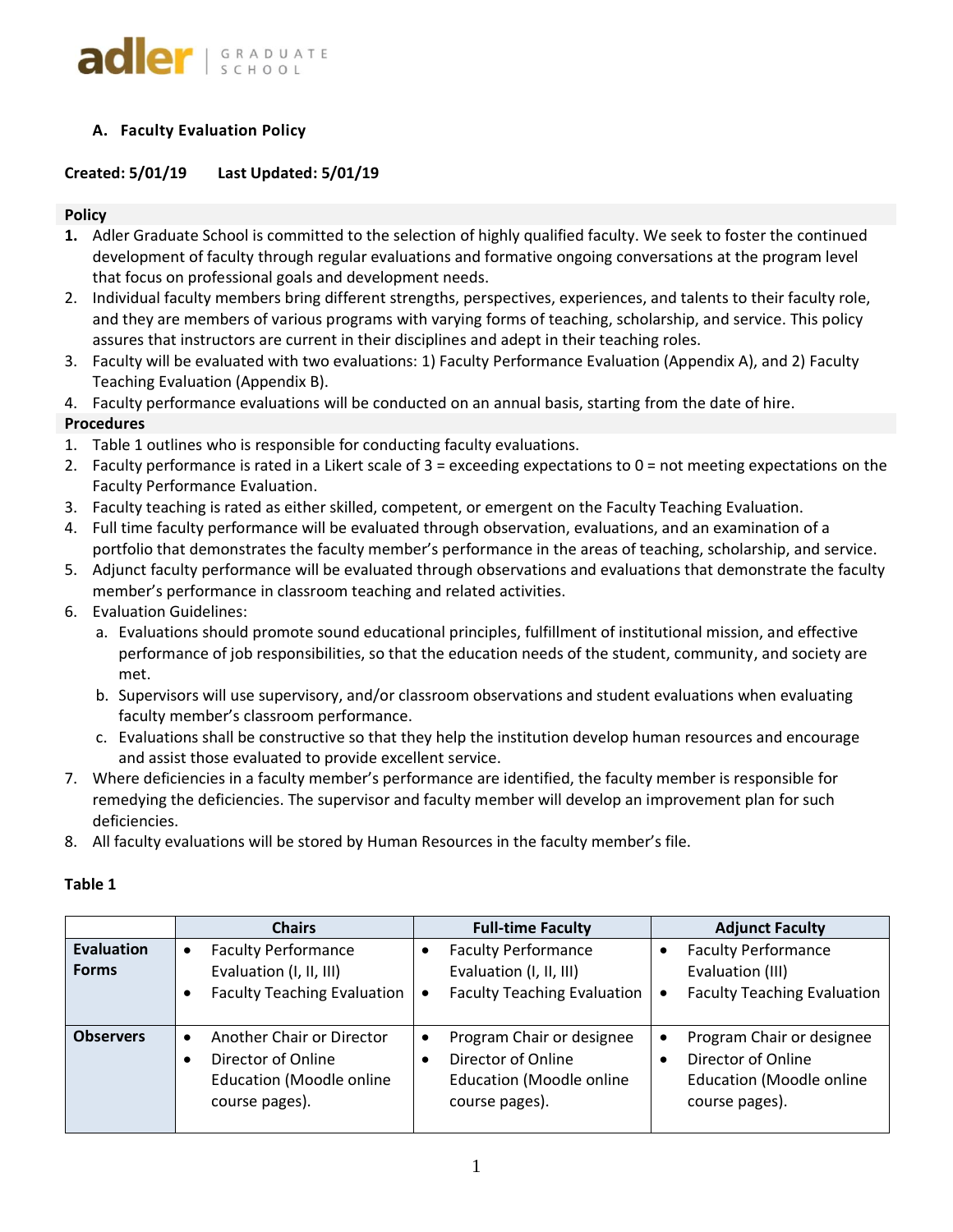adler | GRADUATE SCHOOL

## A. Faculty Evaluation Policy

**Created: 5/01/19 Last Updated: 5/01/19**

### Policy

1. Adler Graduate School is committed to the selection of highly qualified faculty. We seek to foster the continued development of faculty through regular evaluations and formative ongoing conversations at the program level that focus on professional goals and development needs.
2. Individual faculty members bring different strengths, perspectives, experiences, and talents to their faculty role, and they are members of various programs with varying forms of teaching, scholarship, and service. This policy assures that instructors are current in their disciplines and adept in their teaching roles.
3. Faculty will be evaluated with two evaluations: 1) Faculty Performance Evaluation (Appendix A), and 2) Faculty Teaching Evaluation (Appendix B).
4. Faculty performance evaluations will be conducted on an annual basis, starting from the date of hire.

### Procedures

1. Table 1 outlines who is responsible for conducting faculty evaluations.
2. Faculty performance is rated in a Likert scale of 3 = exceeding expectations to 0 = not meeting expectations on the Faculty Performance Evaluation.
3. Faculty teaching is rated as either skilled, competent, or emergent on the Faculty Teaching Evaluation.
4. Full time faculty performance will be evaluated through observation, evaluations, and an examination of a portfolio that demonstrates the faculty member's performance in the areas of teaching, scholarship, and service.
5. Adjunct faculty performance will be evaluated through observations and evaluations that demonstrate the faculty member's performance in classroom teaching and related activities.
6. Evaluation Guidelines:
   a. Evaluations should promote sound educational principles, fulfillment of institutional mission, and effective performance of job responsibilities, so that the education needs of the student, community, and society are met.
   b. Supervisors will use supervisory, and/or classroom observations and student evaluations when evaluating faculty member's classroom performance.
   c. Evaluations shall be constructive so that they help the institution develop human resources and encourage and assist those evaluated to provide excellent service.
7. Where deficiencies in a faculty member's performance are identified, the faculty member is responsible for remedying the deficiencies. The supervisor and faculty member will develop an improvement plan for such deficiencies.
8. All faculty evaluations will be stored by Human Resources in the faculty member's file.

**Table 1**

| | Chairs | Full-time Faculty | Adjunct Faculty |
|---|---|---|---|
| **Evaluation Forms** | • Faculty Performance Evaluation (I, II, III)<br>• Faculty Teaching Evaluation | • Faculty Performance Evaluation (I, II, III)<br>• Faculty Teaching Evaluation | • Faculty Performance Evaluation (III)<br>• Faculty Teaching Evaluation |
| **Observers** | • Another Chair or Director<br>• Director of Online Education (Moodle online course pages). | • Program Chair or designee<br>• Director of Online Education (Moodle online course pages). | • Program Chair or designee<br>• Director of Online Education (Moodle online course pages). |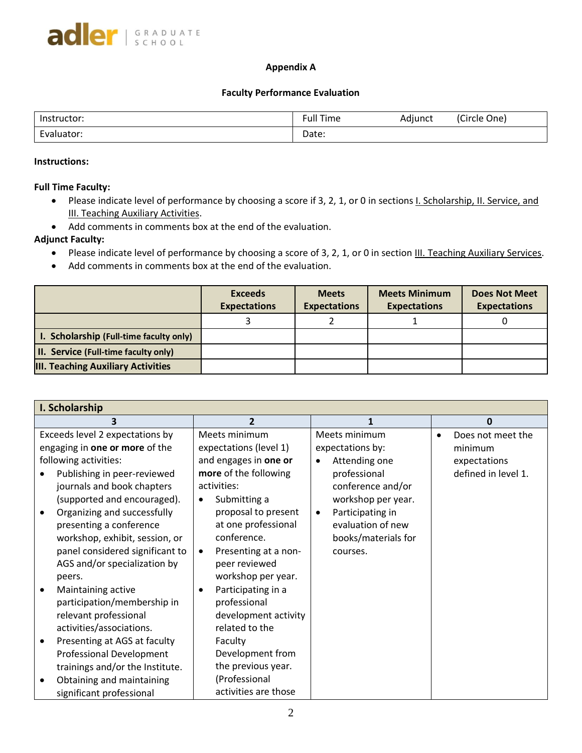## Appendix A

### Faculty Performance Evaluation

| Instructor: | Full Time    Adjunct    (Circle One) |
|---|---|
| Evaluator: | Date: |

**Instructions:**

**Full Time Faculty:**

- Please indicate level of performance by choosing a score if 3, 2, 1, or 0 in sections I. Scholarship, II. Service, and III. Teaching Auxiliary Activities.
- Add comments in comments box at the end of the evaluation.

**Adjunct Faculty:**

- Please indicate level of performance by choosing a score of 3, 2, 1, or 0 in section III. Teaching Auxiliary Services.
- Add comments in comments box at the end of the evaluation.

| | **Exceeds Expectations** | **Meets Expectations** | **Meets Minimum Expectations** | **Does Not Meet Expectations** |
|---|---|---|---|---|
| | 3 | 2 | 1 | 0 |
| **I. Scholarship (Full-time faculty only)** | | | | |
| **II. Service (Full-time faculty only)** | | | | |
| **III. Teaching Auxiliary Activities** | | | | |

| **I. Scholarship** | | | |
|---|---|---|---|
| **3** | **2** | **1** | **0** |
| Exceeds level 2 expectations by engaging in **one or more** of the following activities:<br>• Publishing in peer-reviewed journals and book chapters (supported and encouraged).<br>• Organizing and successfully presenting a conference workshop, exhibit, session, or panel considered significant to AGS and/or specialization by peers.<br>• Maintaining active participation/membership in relevant professional activities/associations.<br>• Presenting at AGS at faculty Professional Development trainings and/or the Institute.<br>• Obtaining and maintaining significant professional | Meets minimum expectations (level 1) and engages in **one or more** of the following activities:<br>• Submitting a proposal to present at one professional conference.<br>• Presenting at a non-peer reviewed workshop per year.<br>• Participating in a professional development activity related to the Faculty Development from the previous year. (Professional activities are those | Meets minimum expectations by:<br>• Attending one professional conference and/or workshop per year.<br>• Participating in evaluation of new books/materials for courses. | • Does not meet the minimum expectations defined in level 1. |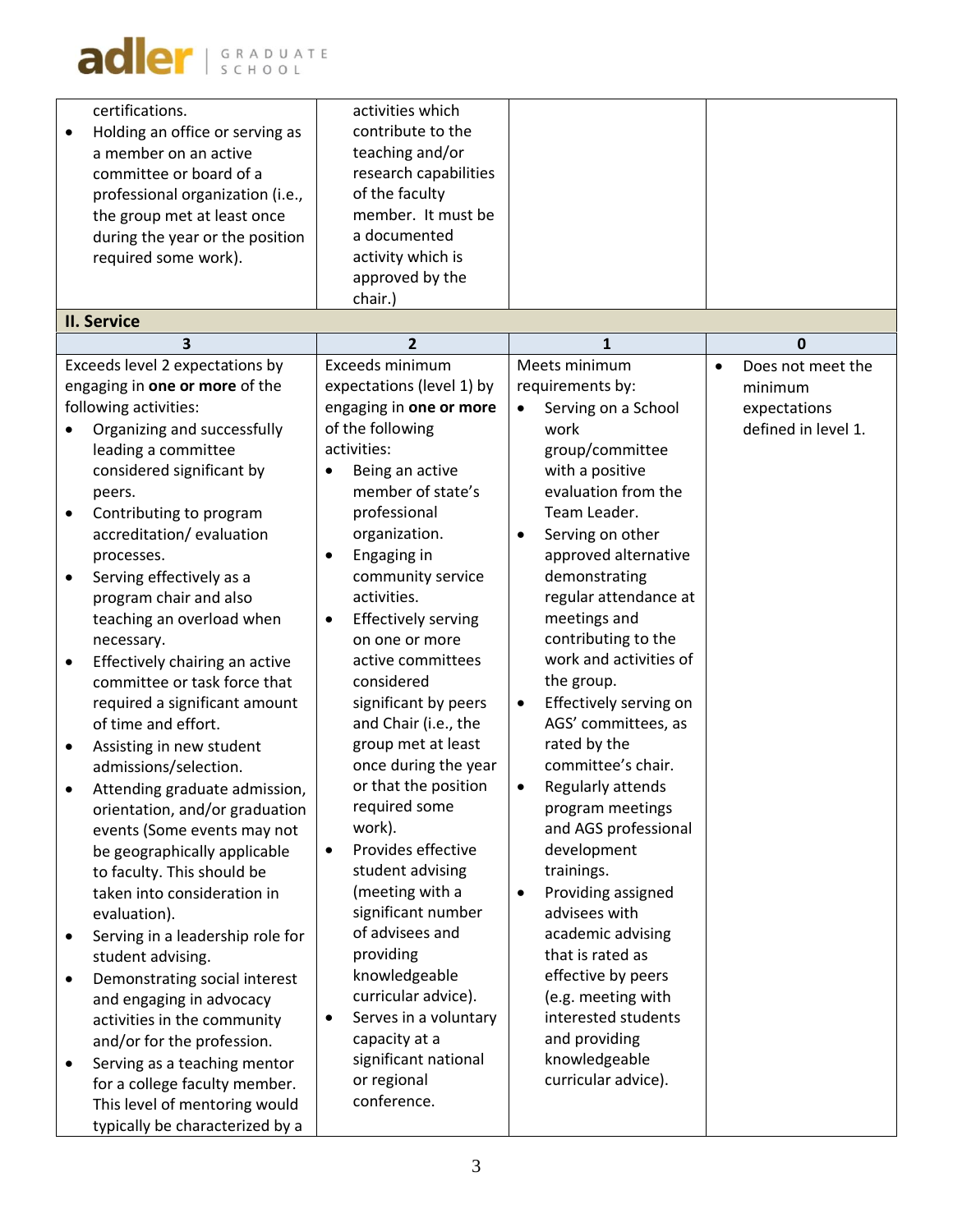| | | | |
|---|---|---|---|
| certifications.<br>• Holding an office or serving as a member on an active committee or board of a professional organization (i.e., the group met at least once during the year or the position required some work). | activities which contribute to the teaching and/or research capabilities of the faculty member. It must be a documented activity which is approved by the chair.) | | |

**II. Service**

| 3 | 2 | 1 | 0 |
|---|---|---|---|
| Exceeds level 2 expectations by engaging in **one or more** of the following activities:<br>• Organizing and successfully leading a committee considered significant by peers.<br>• Contributing to program accreditation/ evaluation processes.<br>• Serving effectively as a program chair and also teaching an overload when necessary.<br>• Effectively chairing an active committee or task force that required a significant amount of time and effort.<br>• Assisting in new student admissions/selection.<br>• Attending graduate admission, orientation, and/or graduation events (Some events may not be geographically applicable to faculty. This should be taken into consideration in evaluation).<br>• Serving in a leadership role for student advising.<br>• Demonstrating social interest and engaging in advocacy activities in the community and/or for the profession.<br>• Serving as a teaching mentor for a college faculty member. This level of mentoring would typically be characterized by a | Exceeds minimum expectations (level 1) by engaging in **one or more** of the following activities:<br>• Being an active member of state's professional organization.<br>• Engaging in community service activities.<br>• Effectively serving on one or more active committees considered significant by peers and Chair (i.e., the group met at least once during the year or that the position required some work).<br>• Provides effective student advising (meeting with a significant number of advisees and providing knowledgeable curricular advice).<br>• Serves in a voluntary capacity at a significant national or regional conference. | Meets minimum requirements by:<br>• Serving on a School work group/committee with a positive evaluation from the Team Leader.<br>• Serving on other approved alternative demonstrating regular attendance at meetings and contributing to the work and activities of the group.<br>• Effectively serving on AGS' committees, as rated by the committee's chair.<br>• Regularly attends program meetings and AGS professional development trainings.<br>• Providing assigned advisees with academic advising that is rated as effective by peers (e.g. meeting with interested students and providing knowledgeable curricular advice). | • Does not meet the minimum expectations defined in level 1. |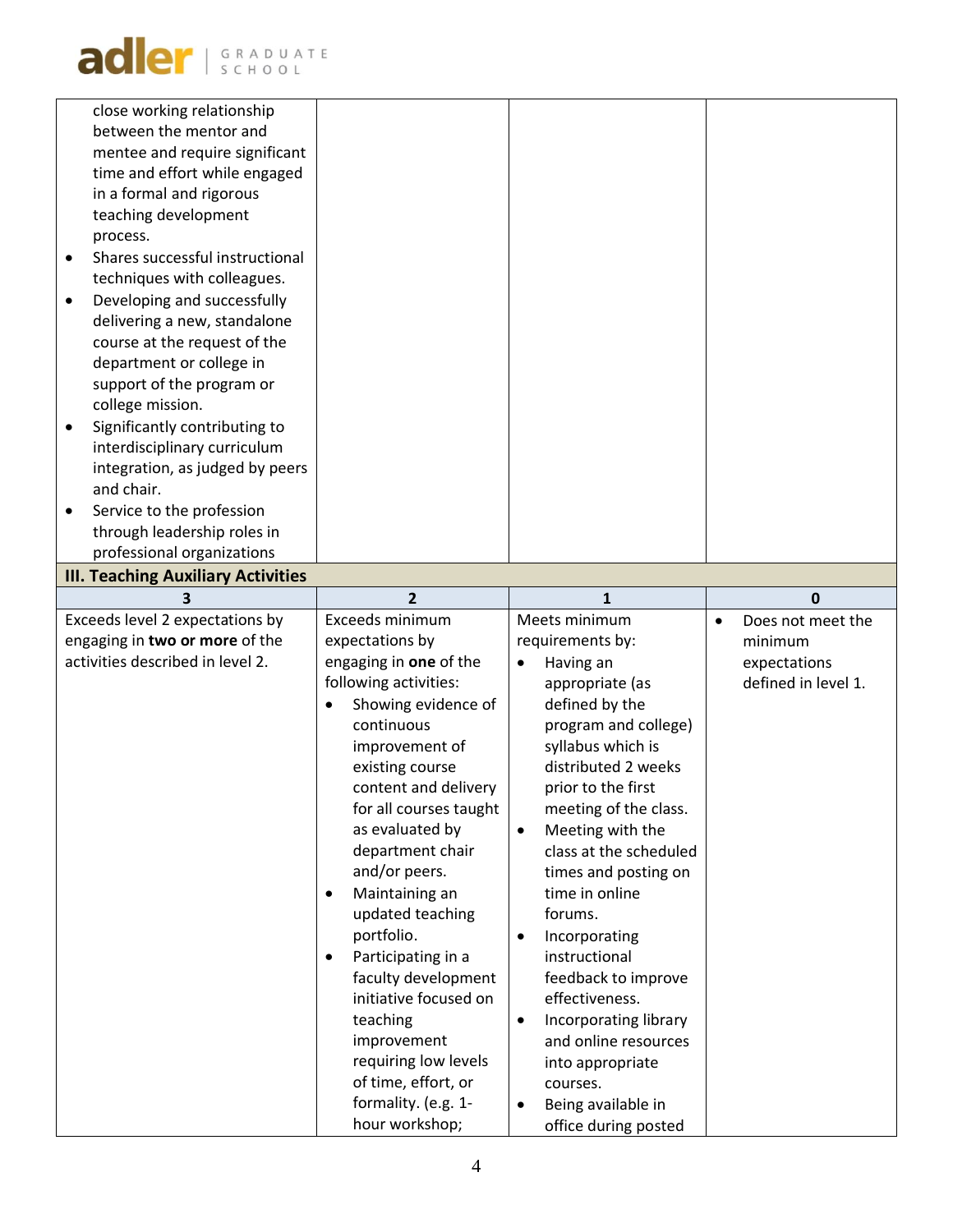| | | | |
|---|---|---|---|
| close working relationship between the mentor and mentee and require significant time and effort while engaged in a formal and rigorous teaching development process.<br>• Shares successful instructional techniques with colleagues.<br>• Developing and successfully delivering a new, standalone course at the request of the department or college in support of the program or college mission.<br>• Significantly contributing to interdisciplinary curriculum integration, as judged by peers and chair.<br>• Service to the profession through leadership roles in professional organizations | | | |

**III. Teaching Auxiliary Activities**

| 3 | 2 | 1 | 0 |
|---|---|---|---|
| Exceeds level 2 expectations by engaging in **two or more** of the activities described in level 2. | Exceeds minimum expectations by engaging in **one** of the following activities:<br>• Showing evidence of continuous improvement of existing course content and delivery for all courses taught as evaluated by department chair and/or peers.<br>• Maintaining an updated teaching portfolio.<br>• Participating in a faculty development initiative focused on teaching improvement requiring low levels of time, effort, or formality. (e.g. 1-hour workshop; | Meets minimum requirements by:<br>• Having an appropriate (as defined by the program and college) syllabus which is distributed 2 weeks prior to the first meeting of the class.<br>• Meeting with the class at the scheduled times and posting on time in online forums.<br>• Incorporating instructional feedback to improve effectiveness.<br>• Incorporating library and online resources into appropriate courses.<br>• Being available in office during posted | • Does not meet the minimum expectations defined in level 1. |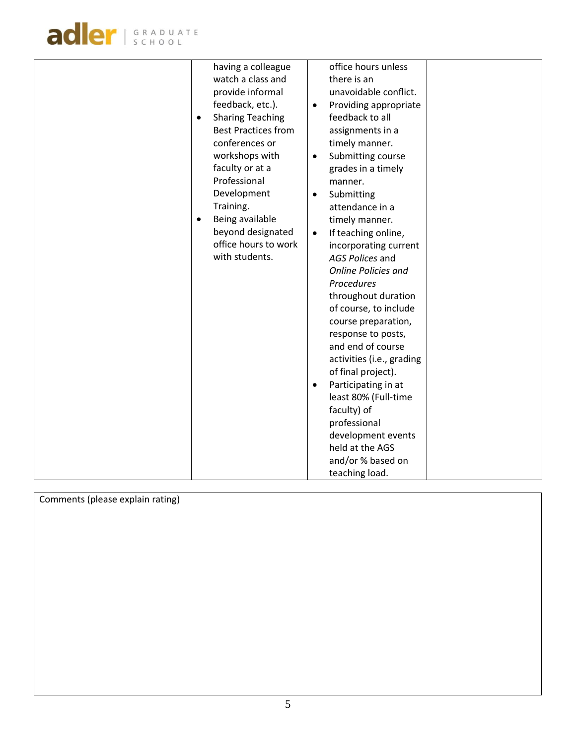| | | | |
|---|---|---|---|
| | having a colleague watch a class and provide informal feedback, etc.).<br>• Sharing Teaching Best Practices from conferences or workshops with faculty or at a Professional Development Training.<br>• Being available beyond designated office hours to work with students. | office hours unless there is an unavoidable conflict.<br>• Providing appropriate feedback to all assignments in a timely manner.<br>• Submitting course grades in a timely manner.<br>• Submitting attendance in a timely manner.<br>• If teaching online, incorporating current *AGS Polices* and *Online Policies and Procedures* throughout duration of course, to include course preparation, response to posts, and end of course activities (i.e., grading of final project).<br>• Participating in at least 80% (Full-time faculty) of professional development events held at the AGS and/or % based on teaching load. | |

| Comments (please explain rating) |
|---|
| |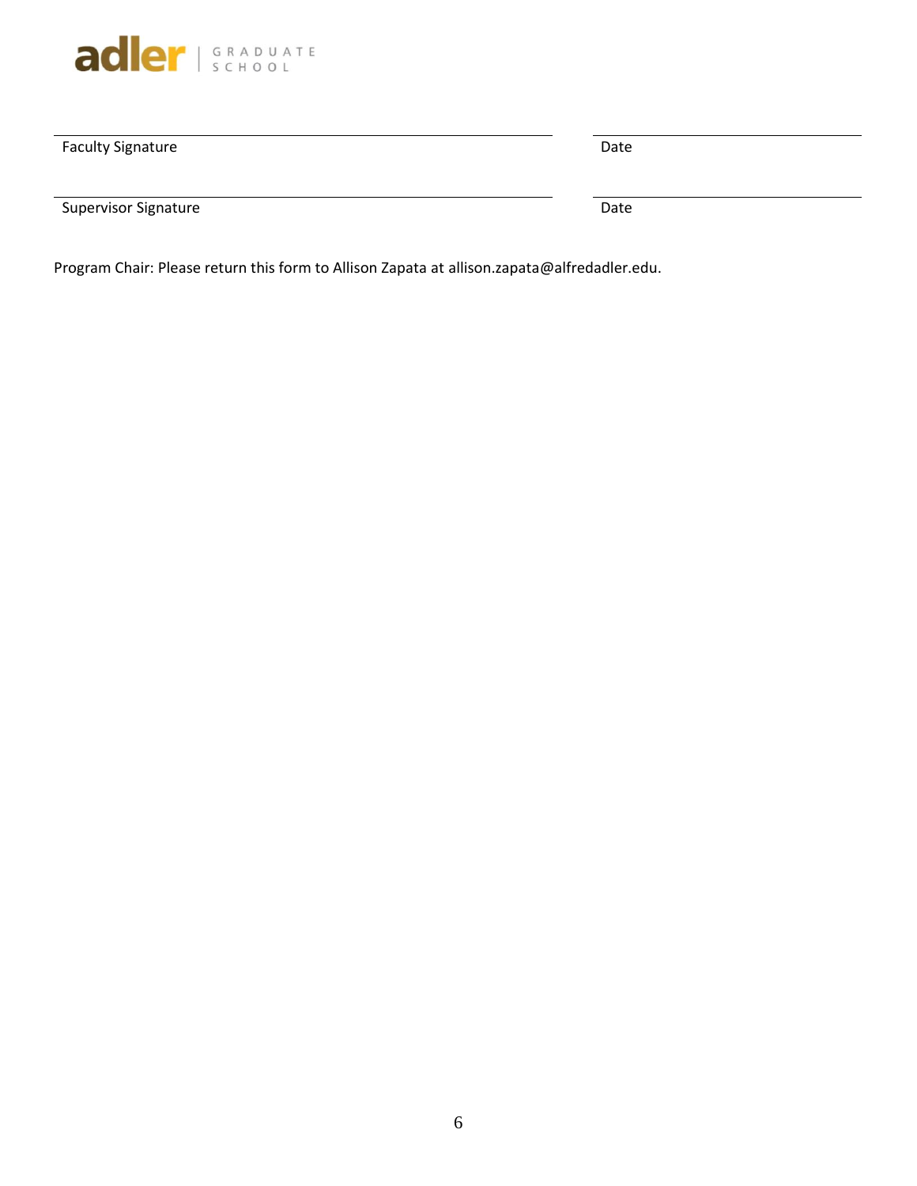| | |
|---|---|
| Faculty Signature | Date |
| Supervisor Signature | Date |

Program Chair: Please return this form to Allison Zapata at allison.zapata@alfredadler.edu.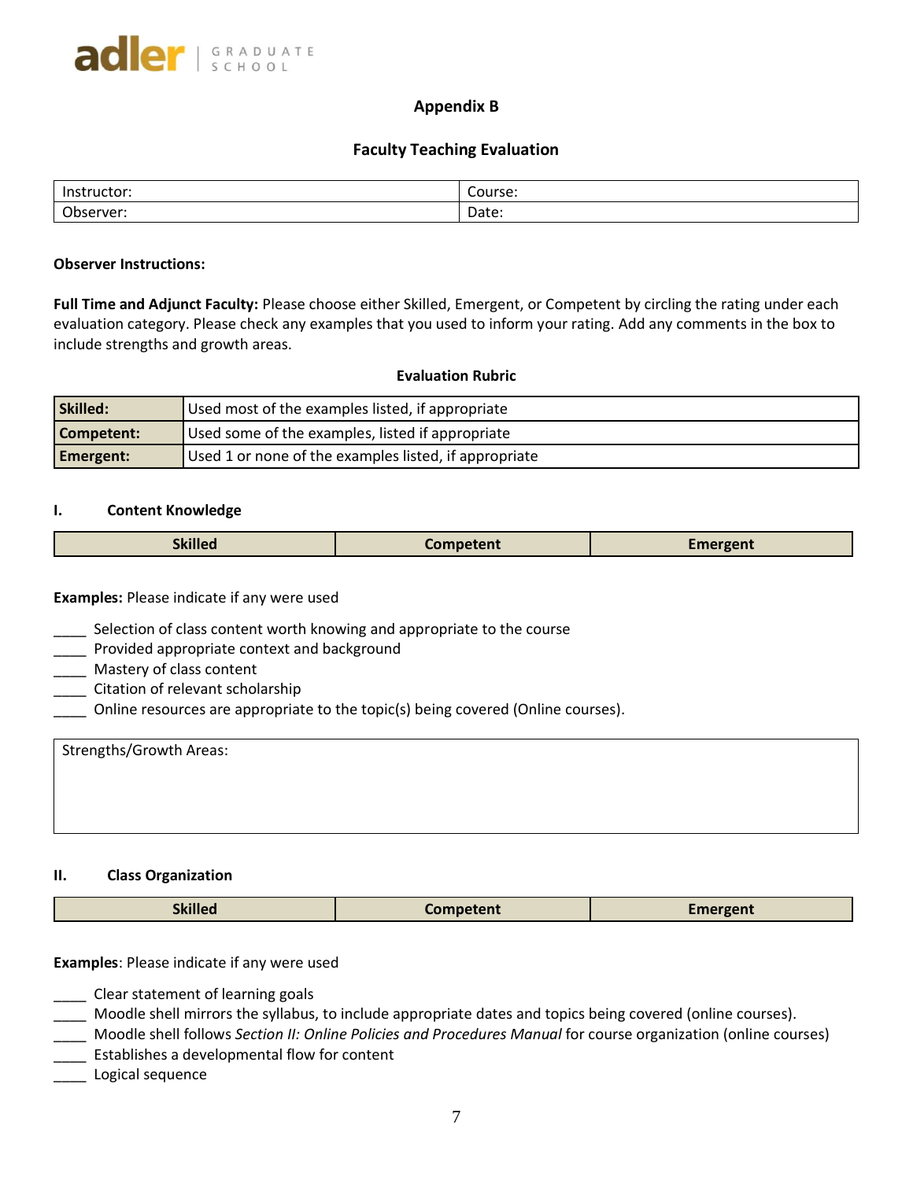adler | GRADUATE SCHOOL

## Appendix B

### Faculty Teaching Evaluation

| Instructor: | Course: |
|---|---|
| Observer: | Date: |

**Observer Instructions:**

**Full Time and Adjunct Faculty:** Please choose either Skilled, Emergent, or Competent by circling the rating under each evaluation category. Please check any examples that you used to inform your rating. Add any comments in the box to include strengths and growth areas.

**Evaluation Rubric**

| | |
|---|---|
| **Skilled:** | Used most of the examples listed, if appropriate |
| **Competent:** | Used some of the examples, listed if appropriate |
| **Emergent:** | Used 1 or none of the examples listed, if appropriate |

#### I. Content Knowledge

| Skilled | Competent | Emergent |
|---|---|---|

**Examples:** Please indicate if any were used

____ Selection of class content worth knowing and appropriate to the course
____ Provided appropriate context and background
____ Mastery of class content
____ Citation of relevant scholarship
____ Online resources are appropriate to the topic(s) being covered (Online courses).

| Strengths/Growth Areas: |
|---|
| |

#### II. Class Organization

| Skilled | Competent | Emergent |
|---|---|---|

**Examples**: Please indicate if any were used

____ Clear statement of learning goals
____ Moodle shell mirrors the syllabus, to include appropriate dates and topics being covered (online courses).
____ Moodle shell follows *Section II: Online Policies and Procedures Manual* for course organization (online courses)
____ Establishes a developmental flow for content
____ Logical sequence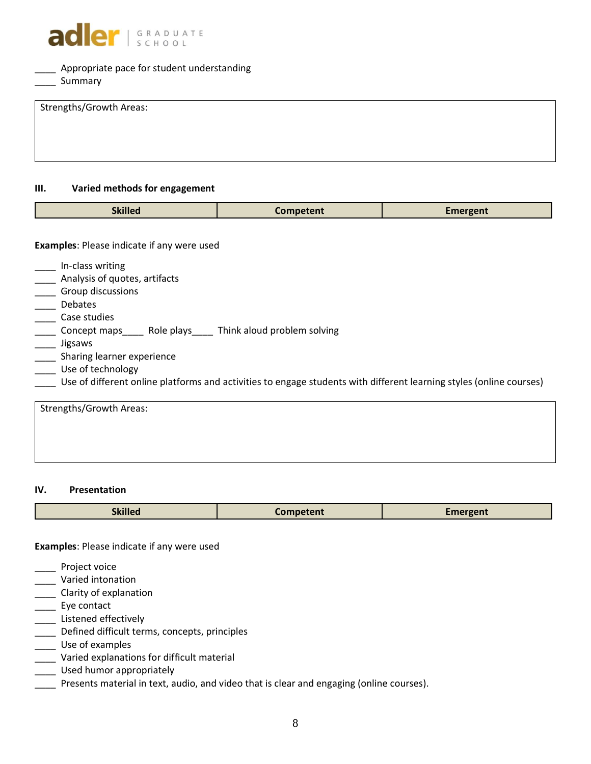____ Appropriate pace for student understanding
____ Summary

| Strengths/Growth Areas: |
|---|
| |

### III. Varied methods for engagement

| Skilled | Competent | Emergent |
|---|---|---|

**Examples**: Please indicate if any were used

____ In-class writing
____ Analysis of quotes, artifacts
____ Group discussions
____ Debates
____ Case studies
____ Concept maps____ Role plays____ Think aloud problem solving
____ Jigsaws
____ Sharing learner experience
____ Use of technology
____ Use of different online platforms and activities to engage students with different learning styles (online courses)

| Strengths/Growth Areas: |
|---|
| |

### IV. Presentation

| Skilled | Competent | Emergent |
|---|---|---|

**Examples**: Please indicate if any were used

____ Project voice
____ Varied intonation
____ Clarity of explanation
____ Eye contact
____ Listened effectively
____ Defined difficult terms, concepts, principles
____ Use of examples
____ Varied explanations for difficult material
____ Used humor appropriately
____ Presents material in text, audio, and video that is clear and engaging (online courses).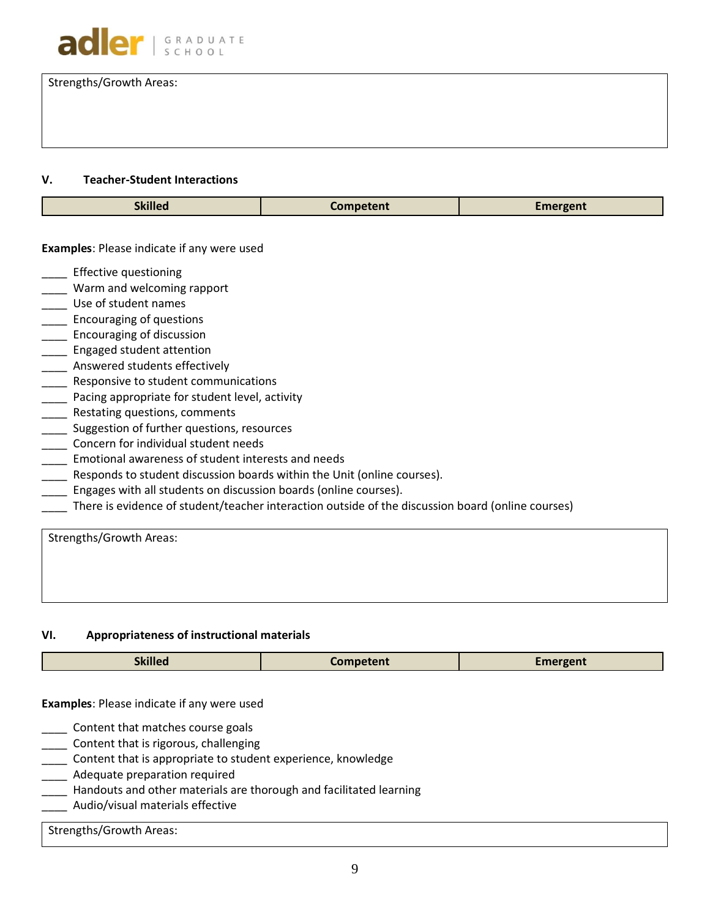Strengths/Growth Areas:

## V. Teacher-Student Interactions

| Skilled | Competent | Emergent |
|---|---|---|

**Examples**: Please indicate if any were used

____ Effective questioning
____ Warm and welcoming rapport
____ Use of student names
____ Encouraging of questions
____ Encouraging of discussion
____ Engaged student attention
____ Answered students effectively
____ Responsive to student communications
____ Pacing appropriate for student level, activity
____ Restating questions, comments
____ Suggestion of further questions, resources
____ Concern for individual student needs
____ Emotional awareness of student interests and needs
____ Responds to student discussion boards within the Unit (online courses).
____ Engages with all students on discussion boards (online courses).
____ There is evidence of student/teacher interaction outside of the discussion board (online courses)

Strengths/Growth Areas:

## VI. Appropriateness of instructional materials

| Skilled | Competent | Emergent |
|---|---|---|

**Examples**: Please indicate if any were used

____ Content that matches course goals
____ Content that is rigorous, challenging
____ Content that is appropriate to student experience, knowledge
____ Adequate preparation required
____ Handouts and other materials are thorough and facilitated learning
____ Audio/visual materials effective

Strengths/Growth Areas: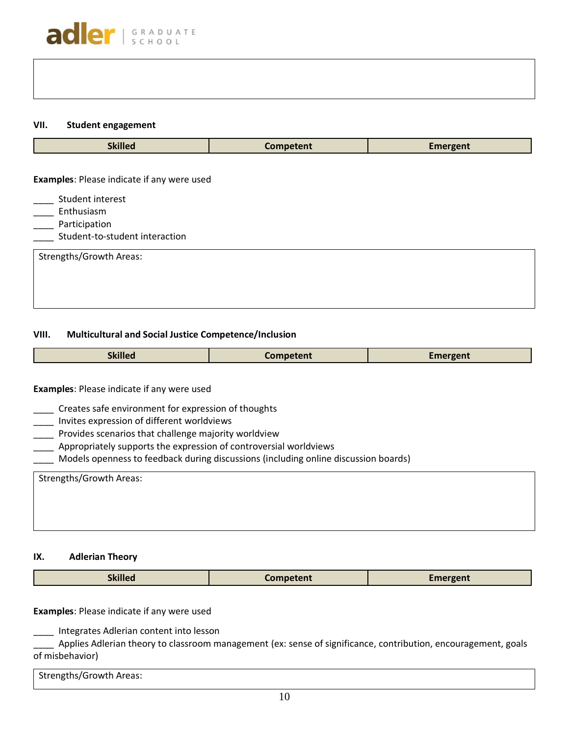### VII. Student engagement

| Skilled | Competent | Emergent |
|---|---|---|

**Examples**: Please indicate if any were used

____ Student interest
____ Enthusiasm
____ Participation
____ Student-to-student interaction

Strengths/Growth Areas:

### VIII. Multicultural and Social Justice Competence/Inclusion

| Skilled | Competent | Emergent |
|---|---|---|

**Examples**: Please indicate if any were used

____ Creates safe environment for expression of thoughts
____ Invites expression of different worldviews
____ Provides scenarios that challenge majority worldview
____ Appropriately supports the expression of controversial worldviews
____ Models openness to feedback during discussions (including online discussion boards)

Strengths/Growth Areas:

### IX. Adlerian Theory

| Skilled | Competent | Emergent |
|---|---|---|

**Examples**: Please indicate if any were used

____ Integrates Adlerian content into lesson
____ Applies Adlerian theory to classroom management (ex: sense of significance, contribution, encouragement, goals of misbehavior)

Strengths/Growth Areas: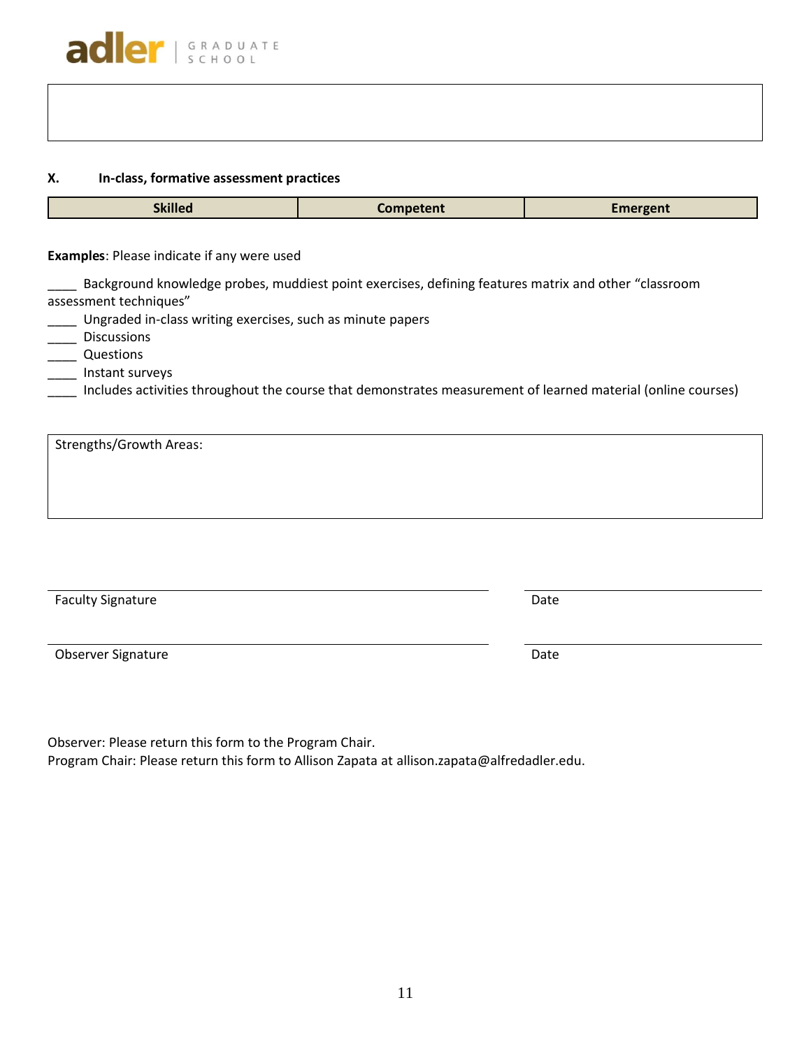### X. In-class, formative assessment practices

| Skilled | Competent | Emergent |
| --- | --- | --- |

**Examples**: Please indicate if any were used

____ Background knowledge probes, muddiest point exercises, defining features matrix and other “classroom assessment techniques”
____ Ungraded in-class writing exercises, such as minute papers
____ Discussions
____ Questions
____ Instant surveys
____ Includes activities throughout the course that demonstrates measurement of learned material (online courses)

Strengths/Growth Areas:

_______________________________ Faculty Signature    _______________ Date

_______________________________ Observer Signature    _______________ Date

Observer: Please return this form to the Program Chair.
Program Chair: Please return this form to Allison Zapata at allison.zapata@alfredadler.edu.